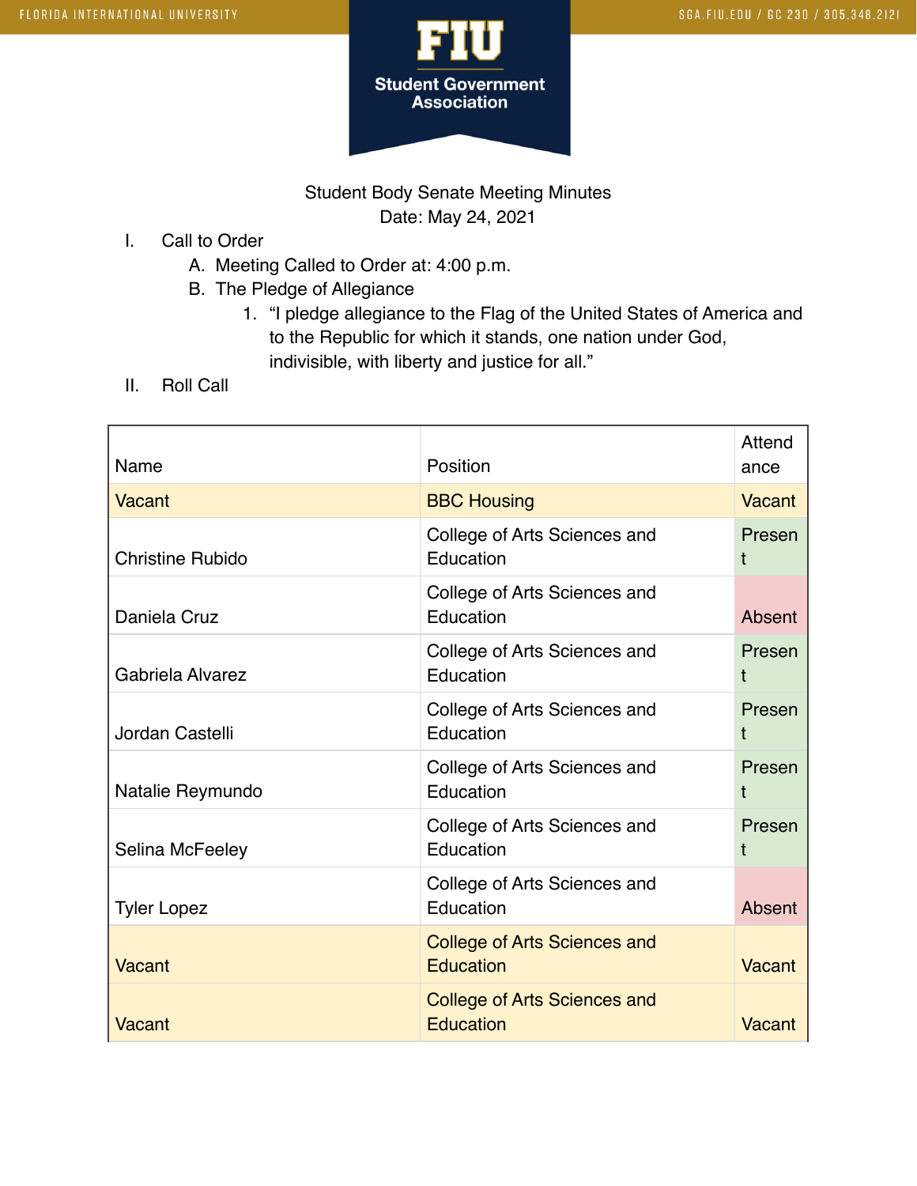Student Body Senate Meeting Minutes

Date: May 24, 2021

I. Call to Order
   A. Meeting Called to Order at: 4:00 p.m.
   B. The Pledge of Allegiance
      1. “I pledge allegiance to the Flag of the United States of America and to the Republic for which it stands, one nation under God, indivisible, with liberty and justice for all.”

II. Roll Call

| Name | Position | Attendance |
|---|---|---|
| Vacant | BBC Housing | Vacant |
| Christine Rubido | College of Arts Sciences and Education | Present |
| Daniela Cruz | College of Arts Sciences and Education | Absent |
| Gabriela Alvarez | College of Arts Sciences and Education | Present |
| Jordan Castelli | College of Arts Sciences and Education | Present |
| Natalie Reymundo | College of Arts Sciences and Education | Present |
| Selina McFeeley | College of Arts Sciences and Education | Present |
| Tyler Lopez | College of Arts Sciences and Education | Absent |
| Vacant | College of Arts Sciences and Education | Vacant |
| Vacant | College of Arts Sciences and Education | Vacant |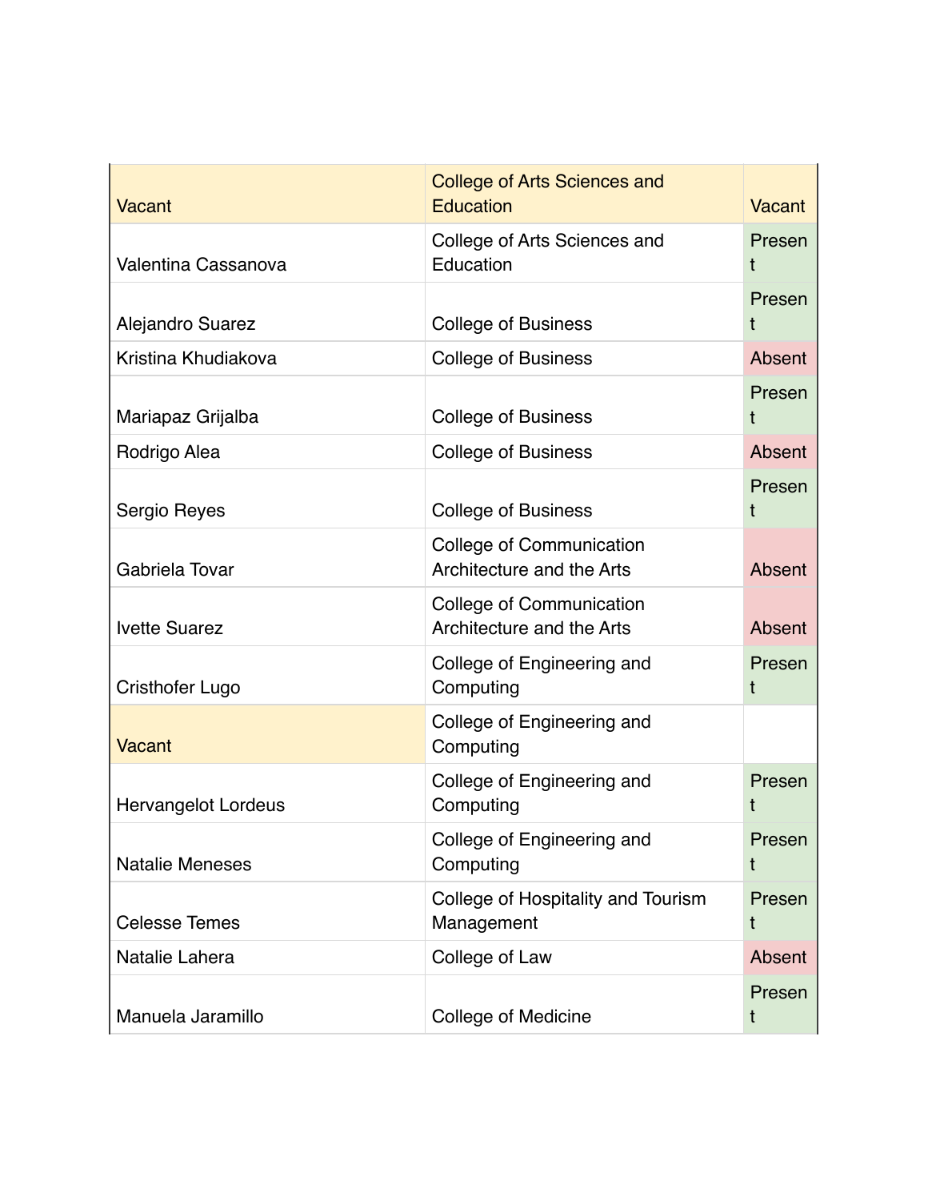| Vacant | College of Arts Sciences and Education | Vacant |
| --- | --- | --- |
| Valentina Cassanova | College of Arts Sciences and Education | Present |
| Alejandro Suarez | College of Business | Present |
| Kristina Khudiakova | College of Business | Absent |
| Mariapaz Grijalba | College of Business | Present |
| Rodrigo Alea | College of Business | Absent |
| Sergio Reyes | College of Business | Present |
| Gabriela Tovar | College of Communication Architecture and the Arts | Absent |
| Ivette Suarez | College of Communication Architecture and the Arts | Absent |
| Cristhofer Lugo | College of Engineering and Computing | Present |
| Vacant | College of Engineering and Computing | |
| Hervangelot Lordeus | College of Engineering and Computing | Present |
| Natalie Meneses | College of Engineering and Computing | Present |
| Celesse Temes | College of Hospitality and Tourism Management | Present |
| Natalie Lahera | College of Law | Absent |
| Manuela Jaramillo | College of Medicine | Present |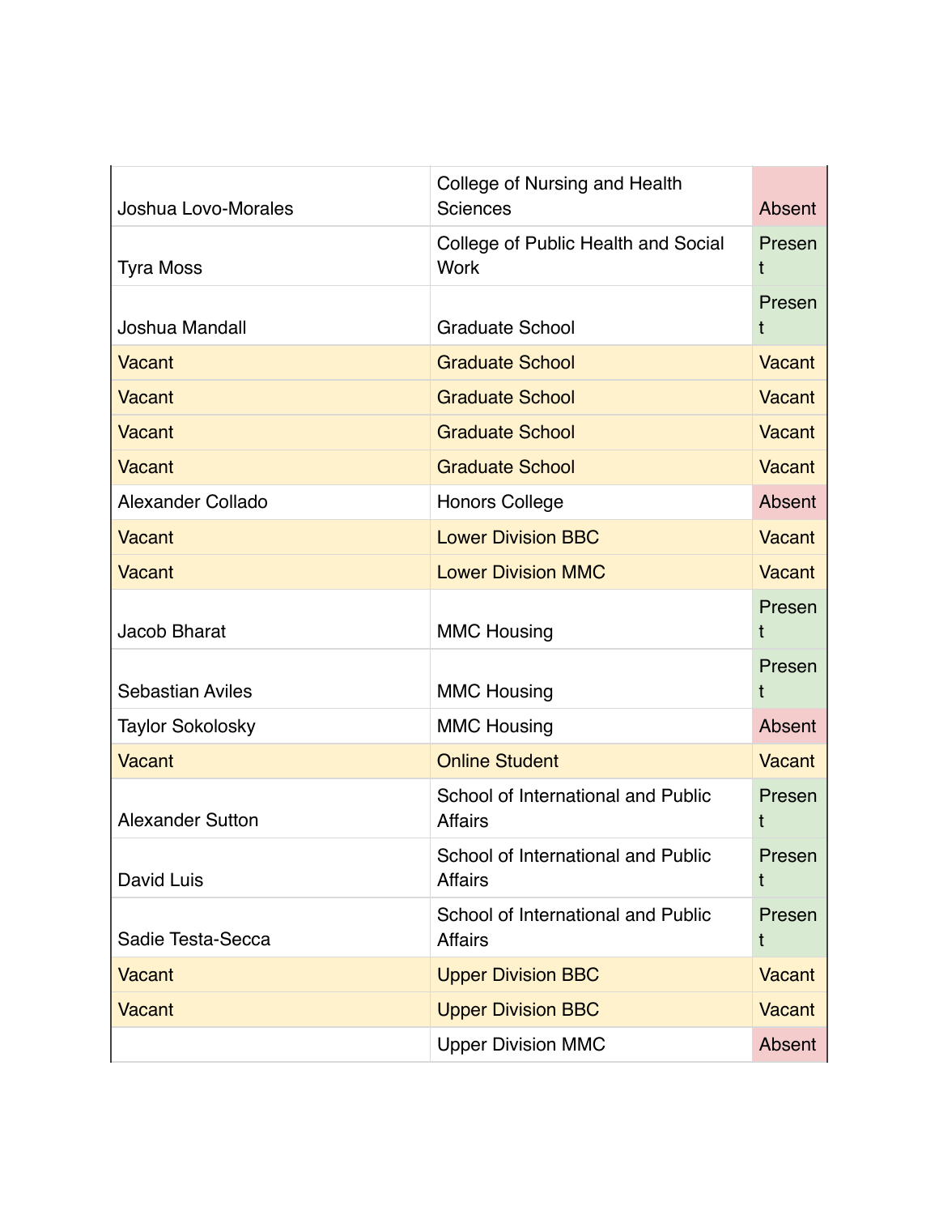| | | |
|---|---|---|
| Joshua Lovo-Morales | College of Nursing and Health Sciences | Absent |
| Tyra Moss | College of Public Health and Social Work | Present |
| Joshua Mandall | Graduate School | Present |
| Vacant | Graduate School | Vacant |
| Vacant | Graduate School | Vacant |
| Vacant | Graduate School | Vacant |
| Vacant | Graduate School | Vacant |
| Alexander Collado | Honors College | Absent |
| Vacant | Lower Division BBC | Vacant |
| Vacant | Lower Division MMC | Vacant |
| Jacob Bharat | MMC Housing | Present |
| Sebastian Aviles | MMC Housing | Present |
| Taylor Sokolosky | MMC Housing | Absent |
| Vacant | Online Student | Vacant |
| Alexander Sutton | School of International and Public Affairs | Present |
| David Luis | School of International and Public Affairs | Present |
| Sadie Testa-Secca | School of International and Public Affairs | Present |
| Vacant | Upper Division BBC | Vacant |
| Vacant | Upper Division BBC | Vacant |
| | Upper Division MMC | Absent |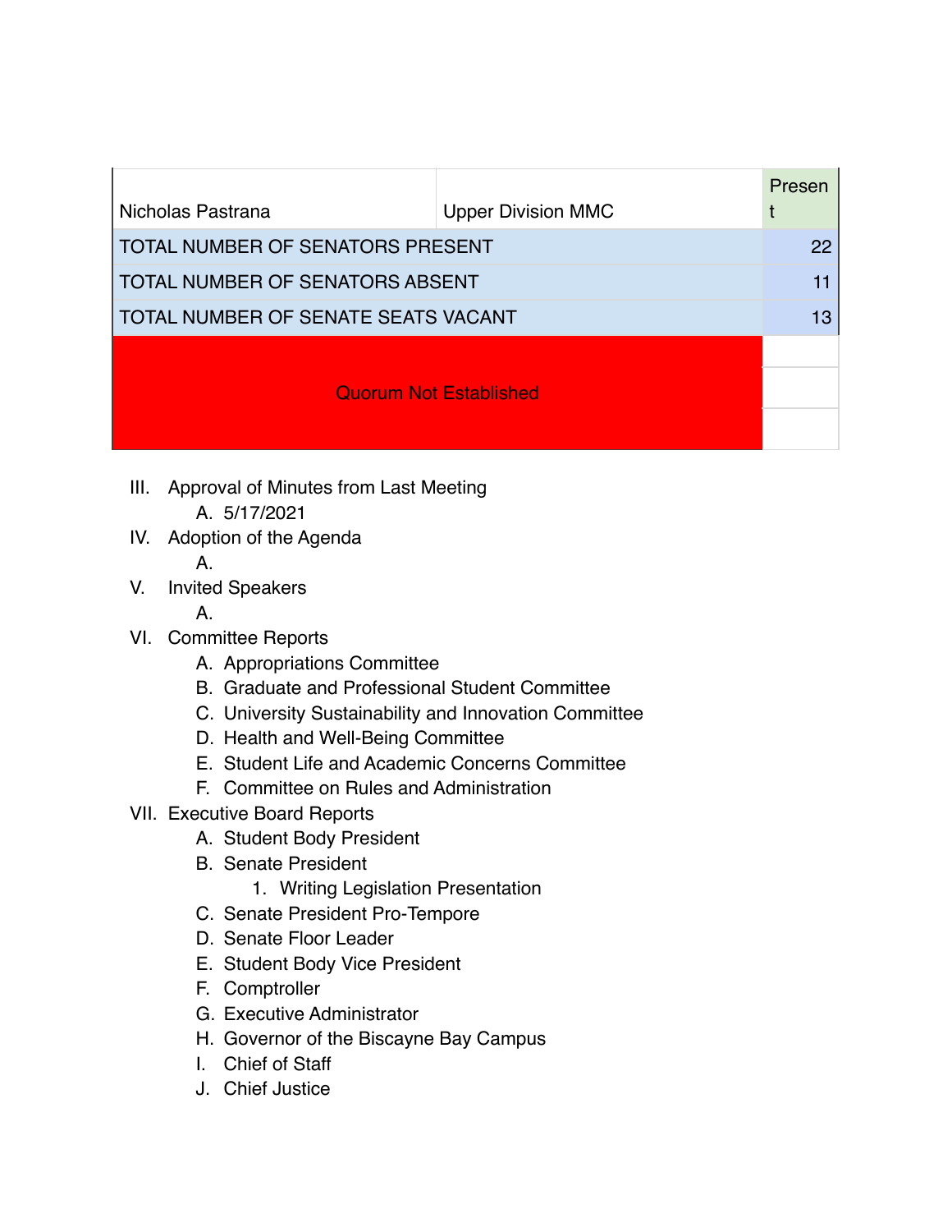| | | |
|---|---|---|
| Nicholas Pastrana | Upper Division MMC | Present |
| TOTAL NUMBER OF SENATORS PRESENT | | 22 |
| TOTAL NUMBER OF SENATORS ABSENT | | 11 |
| TOTAL NUMBER OF SENATE SEATS VACANT | | 13 |
| Quorum Not Established | | |

III. Approval of Minutes from Last Meeting
    A. 5/17/2021

IV. Adoption of the Agenda
    A.

V. Invited Speakers
    A.

VI. Committee Reports
    A. Appropriations Committee
    B. Graduate and Professional Student Committee
    C. University Sustainability and Innovation Committee
    D. Health and Well-Being Committee
    E. Student Life and Academic Concerns Committee
    F. Committee on Rules and Administration

VII. Executive Board Reports
    A. Student Body President
    B. Senate President
        1. Writing Legislation Presentation
    C. Senate President Pro-Tempore
    D. Senate Floor Leader
    E. Student Body Vice President
    F. Comptroller
    G. Executive Administrator
    H. Governor of the Biscayne Bay Campus
    I. Chief of Staff
    J. Chief Justice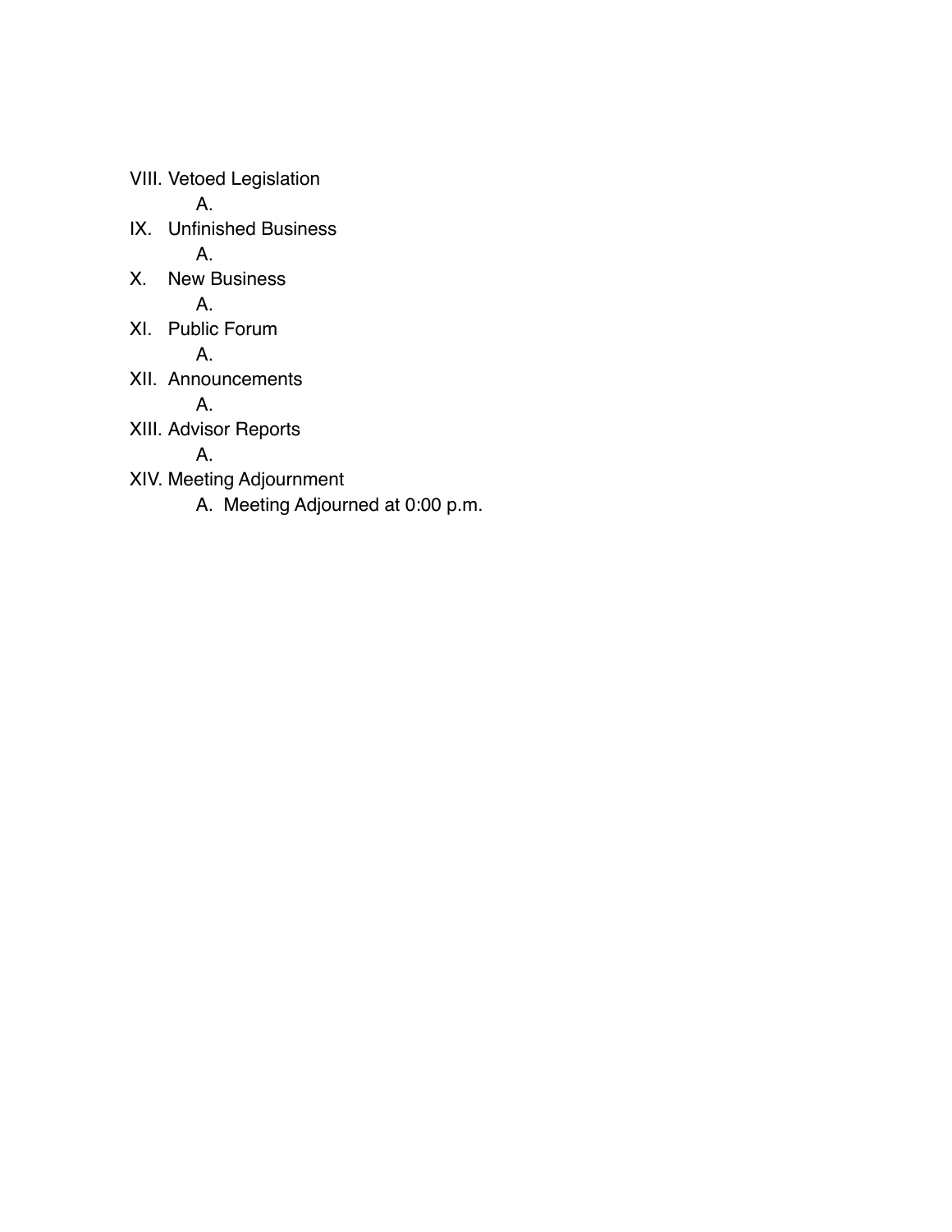VIII. Vetoed Legislation
  A.

IX. Unfinished Business
  A.

X. New Business
  A.

XI. Public Forum
  A.

XII. Announcements
  A.

XIII. Advisor Reports
  A.

XIV. Meeting Adjournment
  A. Meeting Adjourned at 0:00 p.m.